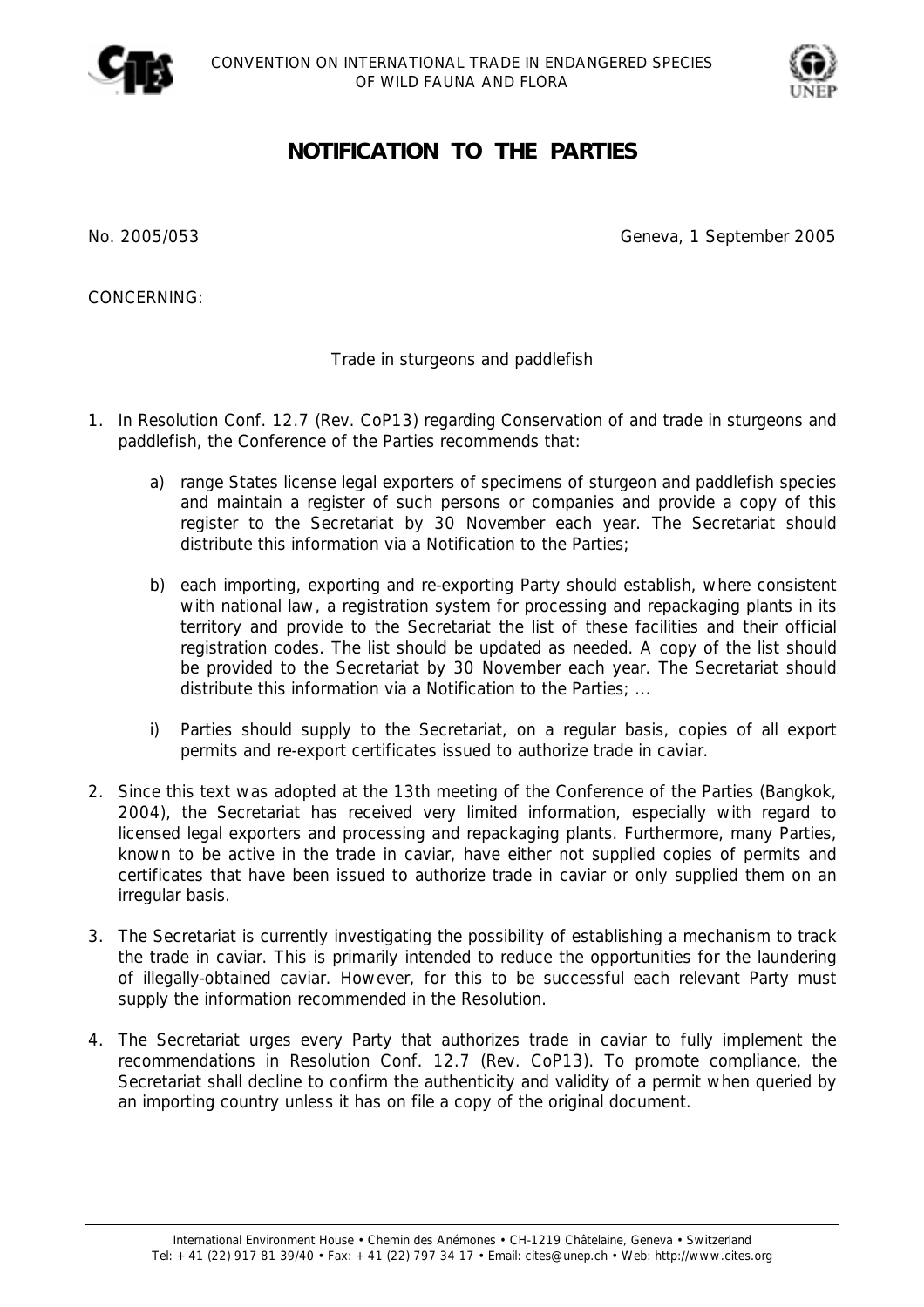CONVENTION ON INTERNATIONAL TRADE IN ENDANGERED SPECIES OF WILD FAUNA AND FLORA

# NOTIFICATION TO THE PARTIES

No. 2005/053

Geneva, 1 September 2005

CONCERNING:

## Trade in sturgeons and paddlefish

1. In Resolution Conf. 12.7 (Rev. CoP13) regarding Conservation of and trade in sturgeons and paddlefish, the Conference of the Parties recommends that:

   a) range States license legal exporters of specimens of sturgeon and paddlefish species and maintain a register of such persons or companies and provide a copy of this register to the Secretariat by 30 November each year. The Secretariat should distribute this information via a Notification to the Parties;

   b) each importing, exporting and re-exporting Party should establish, where consistent with national law, a registration system for processing and repackaging plants in its territory and provide to the Secretariat the list of these facilities and their official registration codes. The list should be updated as needed. A copy of the list should be provided to the Secretariat by 30 November each year. The Secretariat should distribute this information via a Notification to the Parties; ...

   i) Parties should supply to the Secretariat, on a regular basis, copies of all export permits and re-export certificates issued to authorize trade in caviar.

2. Since this text was adopted at the 13th meeting of the Conference of the Parties (Bangkok, 2004), the Secretariat has received very limited information, especially with regard to licensed legal exporters and processing and repackaging plants. Furthermore, many Parties, known to be active in the trade in caviar, have either not supplied copies of permits and certificates that have been issued to authorize trade in caviar or only supplied them on an irregular basis.

3. The Secretariat is currently investigating the possibility of establishing a mechanism to track the trade in caviar. This is primarily intended to reduce the opportunities for the laundering of illegally-obtained caviar. However, for this to be successful each relevant Party must supply the information recommended in the Resolution.

4. The Secretariat urges every Party that authorizes trade in caviar to fully implement the recommendations in Resolution Conf. 12.7 (Rev. CoP13). To promote compliance, the Secretariat shall decline to confirm the authenticity and validity of a permit when queried by an importing country unless it has on file a copy of the original document.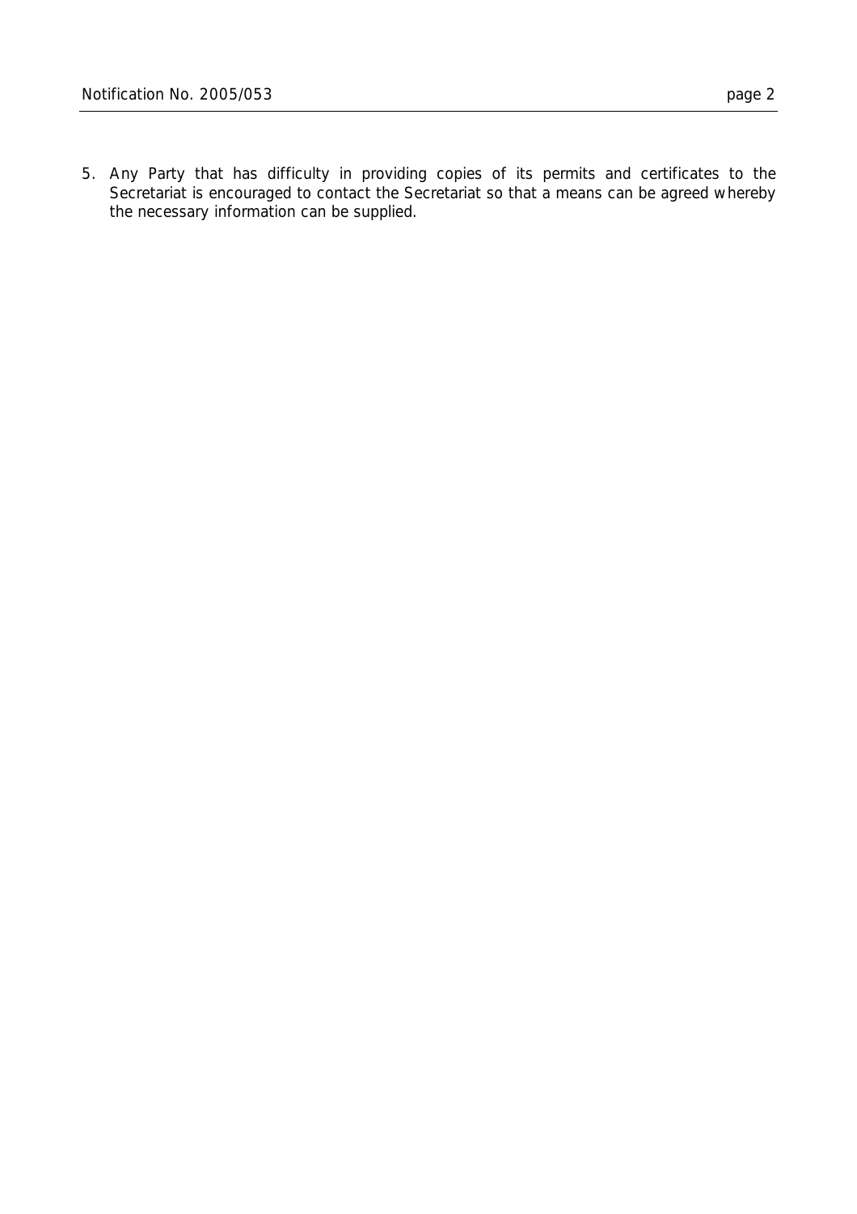5. Any Party that has difficulty in providing copies of its permits and certificates to the Secretariat is encouraged to contact the Secretariat so that a means can be agreed whereby the necessary information can be supplied.